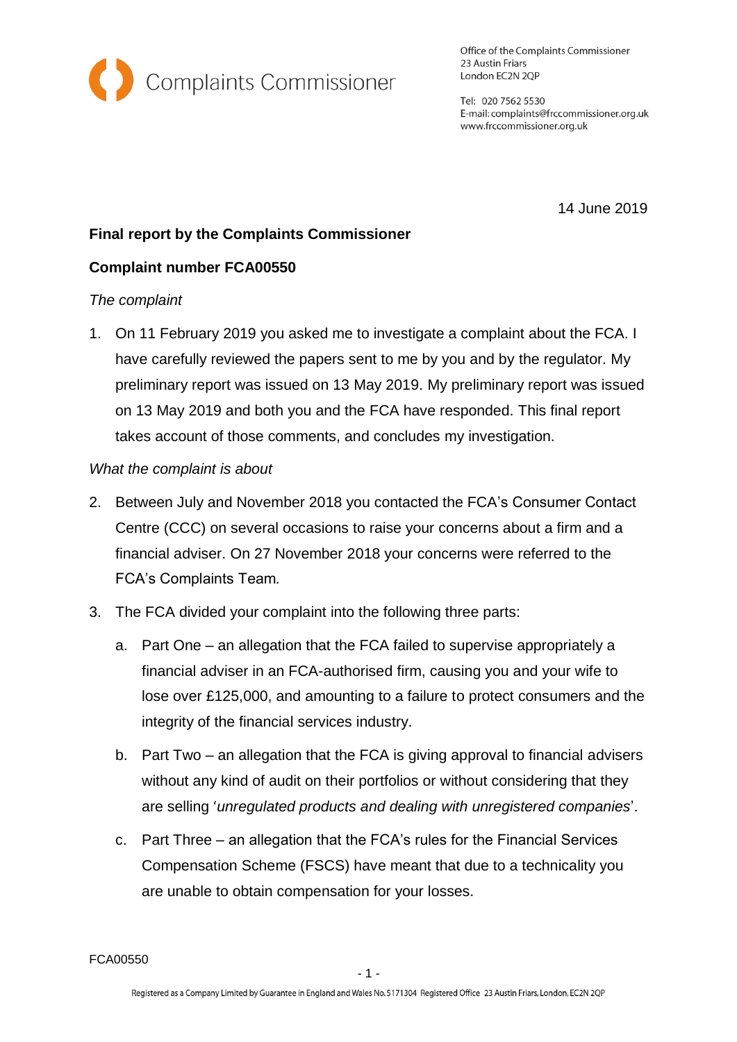Complaints Commissioner

Office of the Complaints Commissioner
23 Austin Friars
London EC2N 2QP

Tel: 020 7562 5530
E-mail: complaints@frccommissioner.org.uk
www.frccommissioner.org.uk

14 June 2019

**Final report by the Complaints Commissioner**

**Complaint number FCA00550**

*The complaint*

1. On 11 February 2019 you asked me to investigate a complaint about the FCA. I have carefully reviewed the papers sent to me by you and by the regulator. My preliminary report was issued on 13 May 2019. My preliminary report was issued on 13 May 2019 and both you and the FCA have responded. This final report takes account of those comments, and concludes my investigation.

*What the complaint is about*

2. Between July and November 2018 you contacted the FCA's Consumer Contact Centre (CCC) on several occasions to raise your concerns about a firm and a financial adviser. On 27 November 2018 your concerns were referred to the FCA's Complaints Team.

3. The FCA divided your complaint into the following three parts:

   a. Part One – an allegation that the FCA failed to supervise appropriately a financial adviser in an FCA-authorised firm, causing you and your wife to lose over £125,000, and amounting to a failure to protect consumers and the integrity of the financial services industry.

   b. Part Two – an allegation that the FCA is giving approval to financial advisers without any kind of audit on their portfolios or without considering that they are selling '*unregulated products and dealing with unregistered companies*'.

   c. Part Three – an allegation that the FCA's rules for the Financial Services Compensation Scheme (FSCS) have meant that due to a technicality you are unable to obtain compensation for your losses.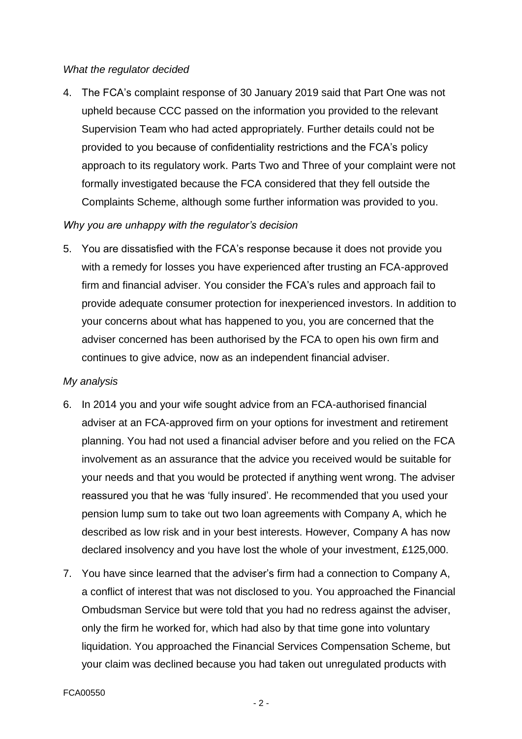*What the regulator decided*

4. The FCA's complaint response of 30 January 2019 said that Part One was not upheld because CCC passed on the information you provided to the relevant Supervision Team who had acted appropriately. Further details could not be provided to you because of confidentiality restrictions and the FCA's policy approach to its regulatory work. Parts Two and Three of your complaint were not formally investigated because the FCA considered that they fell outside the Complaints Scheme, although some further information was provided to you.

*Why you are unhappy with the regulator's decision*

5. You are dissatisfied with the FCA's response because it does not provide you with a remedy for losses you have experienced after trusting an FCA-approved firm and financial adviser. You consider the FCA's rules and approach fail to provide adequate consumer protection for inexperienced investors. In addition to your concerns about what has happened to you, you are concerned that the adviser concerned has been authorised by the FCA to open his own firm and continues to give advice, now as an independent financial adviser.

*My analysis*

6. In 2014 you and your wife sought advice from an FCA-authorised financial adviser at an FCA-approved firm on your options for investment and retirement planning. You had not used a financial adviser before and you relied on the FCA involvement as an assurance that the advice you received would be suitable for your needs and that you would be protected if anything went wrong. The adviser reassured you that he was 'fully insured'. He recommended that you used your pension lump sum to take out two loan agreements with Company A, which he described as low risk and in your best interests. However, Company A has now declared insolvency and you have lost the whole of your investment, £125,000.

7. You have since learned that the adviser's firm had a connection to Company A, a conflict of interest that was not disclosed to you. You approached the Financial Ombudsman Service but were told that you had no redress against the adviser, only the firm he worked for, which had also by that time gone into voluntary liquidation. You approached the Financial Services Compensation Scheme, but your claim was declined because you had taken out unregulated products with

FCA00550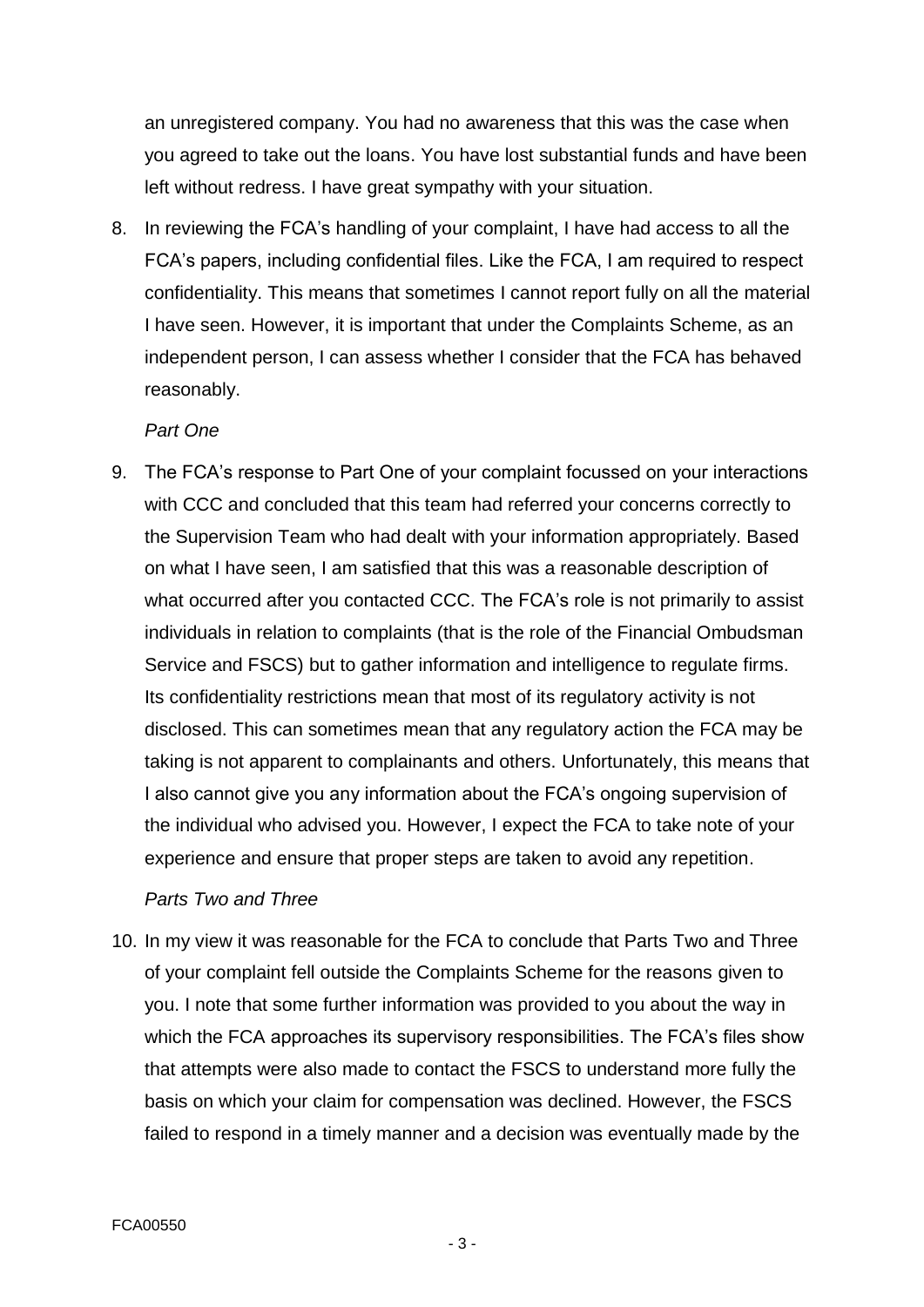an unregistered company. You had no awareness that this was the case when you agreed to take out the loans. You have lost substantial funds and have been left without redress. I have great sympathy with your situation.

8. In reviewing the FCA's handling of your complaint, I have had access to all the FCA's papers, including confidential files. Like the FCA, I am required to respect confidentiality. This means that sometimes I cannot report fully on all the material I have seen. However, it is important that under the Complaints Scheme, as an independent person, I can assess whether I consider that the FCA has behaved reasonably.

*Part One*

9. The FCA's response to Part One of your complaint focussed on your interactions with CCC and concluded that this team had referred your concerns correctly to the Supervision Team who had dealt with your information appropriately. Based on what I have seen, I am satisfied that this was a reasonable description of what occurred after you contacted CCC. The FCA's role is not primarily to assist individuals in relation to complaints (that is the role of the Financial Ombudsman Service and FSCS) but to gather information and intelligence to regulate firms. Its confidentiality restrictions mean that most of its regulatory activity is not disclosed. This can sometimes mean that any regulatory action the FCA may be taking is not apparent to complainants and others. Unfortunately, this means that I also cannot give you any information about the FCA's ongoing supervision of the individual who advised you. However, I expect the FCA to take note of your experience and ensure that proper steps are taken to avoid any repetition.

*Parts Two and Three*

10. In my view it was reasonable for the FCA to conclude that Parts Two and Three of your complaint fell outside the Complaints Scheme for the reasons given to you. I note that some further information was provided to you about the way in which the FCA approaches its supervisory responsibilities. The FCA's files show that attempts were also made to contact the FSCS to understand more fully the basis on which your claim for compensation was declined. However, the FSCS failed to respond in a timely manner and a decision was eventually made by the

FCA00550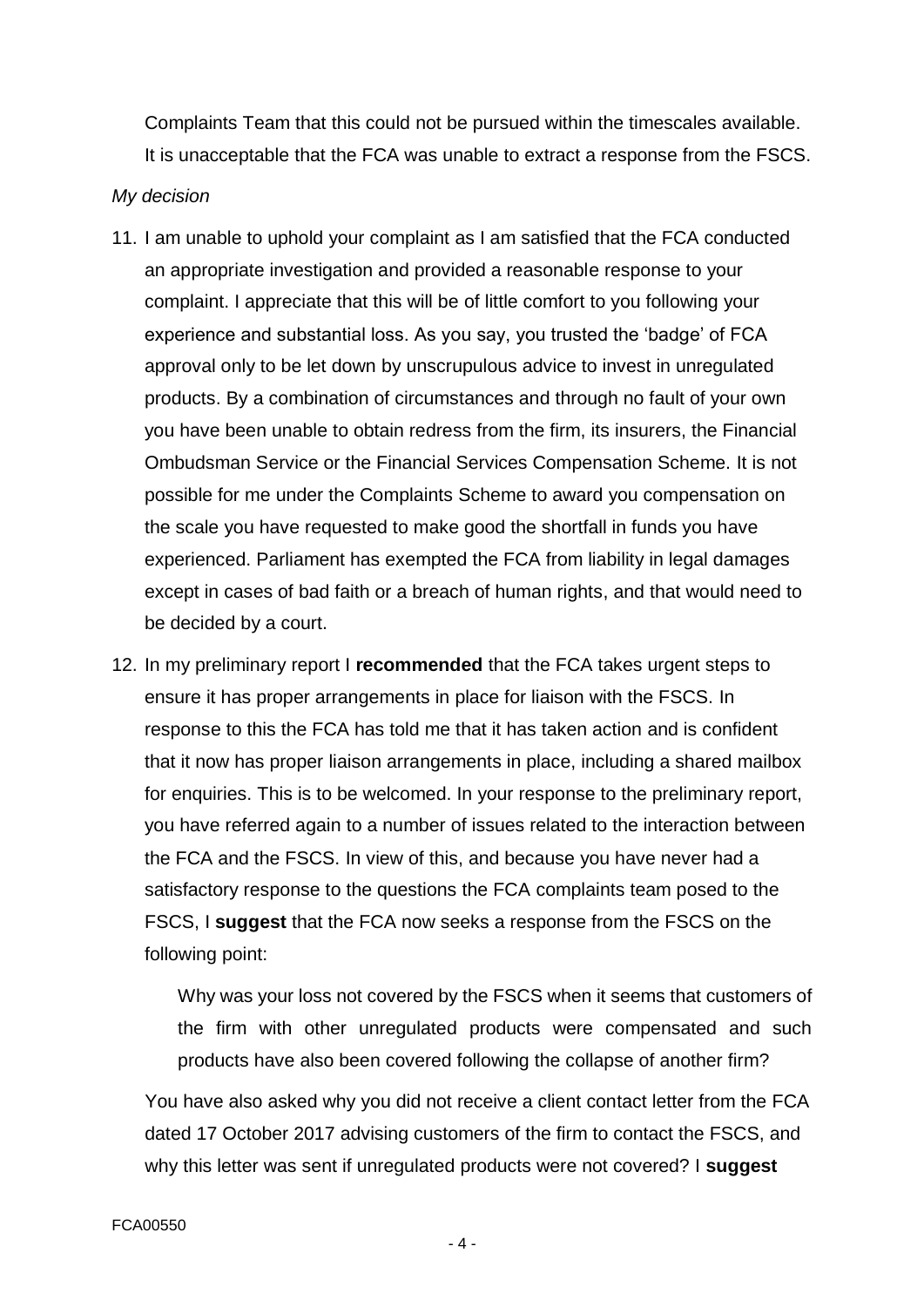Complaints Team that this could not be pursued within the timescales available. It is unacceptable that the FCA was unable to extract a response from the FSCS.

*My decision*

11. I am unable to uphold your complaint as I am satisfied that the FCA conducted an appropriate investigation and provided a reasonable response to your complaint. I appreciate that this will be of little comfort to you following your experience and substantial loss. As you say, you trusted the 'badge' of FCA approval only to be let down by unscrupulous advice to invest in unregulated products. By a combination of circumstances and through no fault of your own you have been unable to obtain redress from the firm, its insurers, the Financial Ombudsman Service or the Financial Services Compensation Scheme. It is not possible for me under the Complaints Scheme to award you compensation on the scale you have requested to make good the shortfall in funds you have experienced. Parliament has exempted the FCA from liability in legal damages except in cases of bad faith or a breach of human rights, and that would need to be decided by a court.

12. In my preliminary report I **recommended** that the FCA takes urgent steps to ensure it has proper arrangements in place for liaison with the FSCS. In response to this the FCA has told me that it has taken action and is confident that it now has proper liaison arrangements in place, including a shared mailbox for enquiries. This is to be welcomed. In your response to the preliminary report, you have referred again to a number of issues related to the interaction between the FCA and the FSCS. In view of this, and because you have never had a satisfactory response to the questions the FCA complaints team posed to the FSCS, I **suggest** that the FCA now seeks a response from the FSCS on the following point:

    Why was your loss not covered by the FSCS when it seems that customers of the firm with other unregulated products were compensated and such products have also been covered following the collapse of another firm?

    You have also asked why you did not receive a client contact letter from the FCA dated 17 October 2017 advising customers of the firm to contact the FSCS, and why this letter was sent if unregulated products were not covered? I **suggest**

FCA00550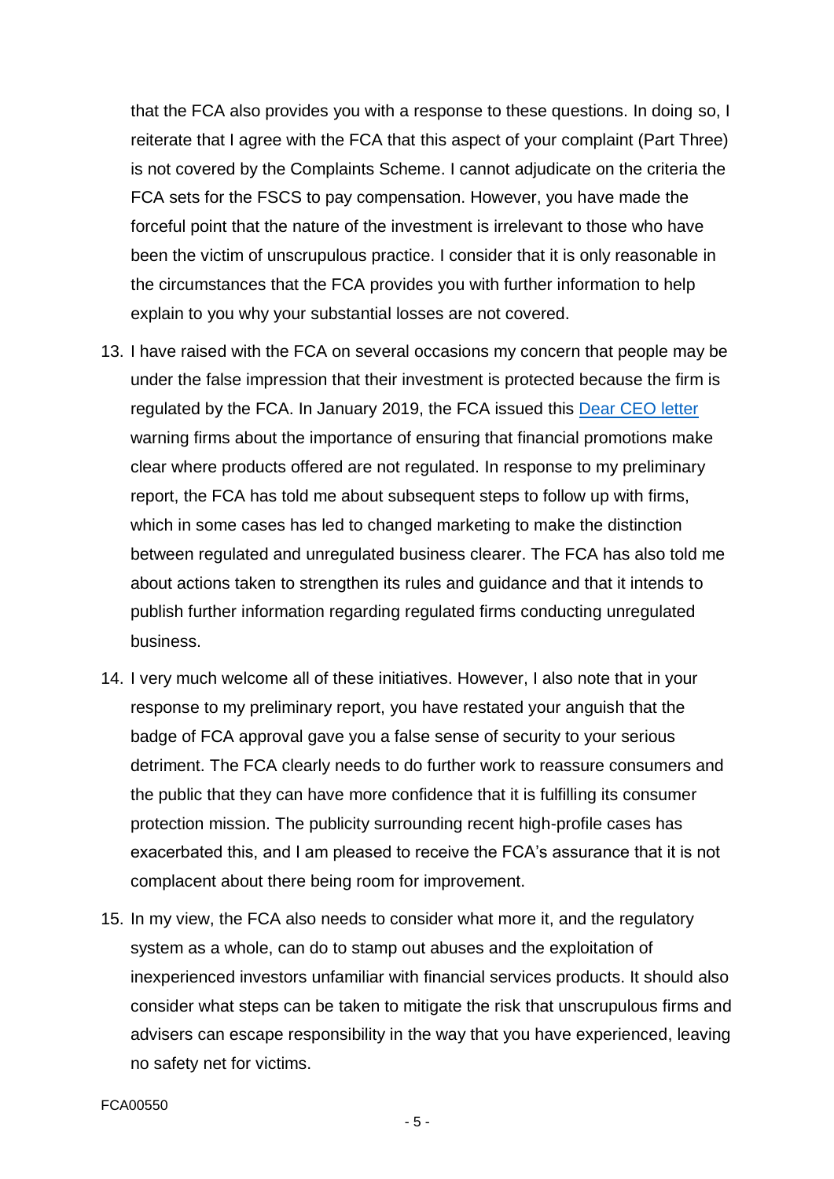that the FCA also provides you with a response to these questions. In doing so, I reiterate that I agree with the FCA that this aspect of your complaint (Part Three) is not covered by the Complaints Scheme. I cannot adjudicate on the criteria the FCA sets for the FSCS to pay compensation. However, you have made the forceful point that the nature of the investment is irrelevant to those who have been the victim of unscrupulous practice. I consider that it is only reasonable in the circumstances that the FCA provides you with further information to help explain to you why your substantial losses are not covered.

13. I have raised with the FCA on several occasions my concern that people may be under the false impression that their investment is protected because the firm is regulated by the FCA. In January 2019, the FCA issued this Dear CEO letter warning firms about the importance of ensuring that financial promotions make clear where products offered are not regulated. In response to my preliminary report, the FCA has told me about subsequent steps to follow up with firms, which in some cases has led to changed marketing to make the distinction between regulated and unregulated business clearer. The FCA has also told me about actions taken to strengthen its rules and guidance and that it intends to publish further information regarding regulated firms conducting unregulated business.

14. I very much welcome all of these initiatives. However, I also note that in your response to my preliminary report, you have restated your anguish that the badge of FCA approval gave you a false sense of security to your serious detriment. The FCA clearly needs to do further work to reassure consumers and the public that they can have more confidence that it is fulfilling its consumer protection mission. The publicity surrounding recent high-profile cases has exacerbated this, and I am pleased to receive the FCA's assurance that it is not complacent about there being room for improvement.

15. In my view, the FCA also needs to consider what more it, and the regulatory system as a whole, can do to stamp out abuses and the exploitation of inexperienced investors unfamiliar with financial services products. It should also consider what steps can be taken to mitigate the risk that unscrupulous firms and advisers can escape responsibility in the way that you have experienced, leaving no safety net for victims.

FCA00550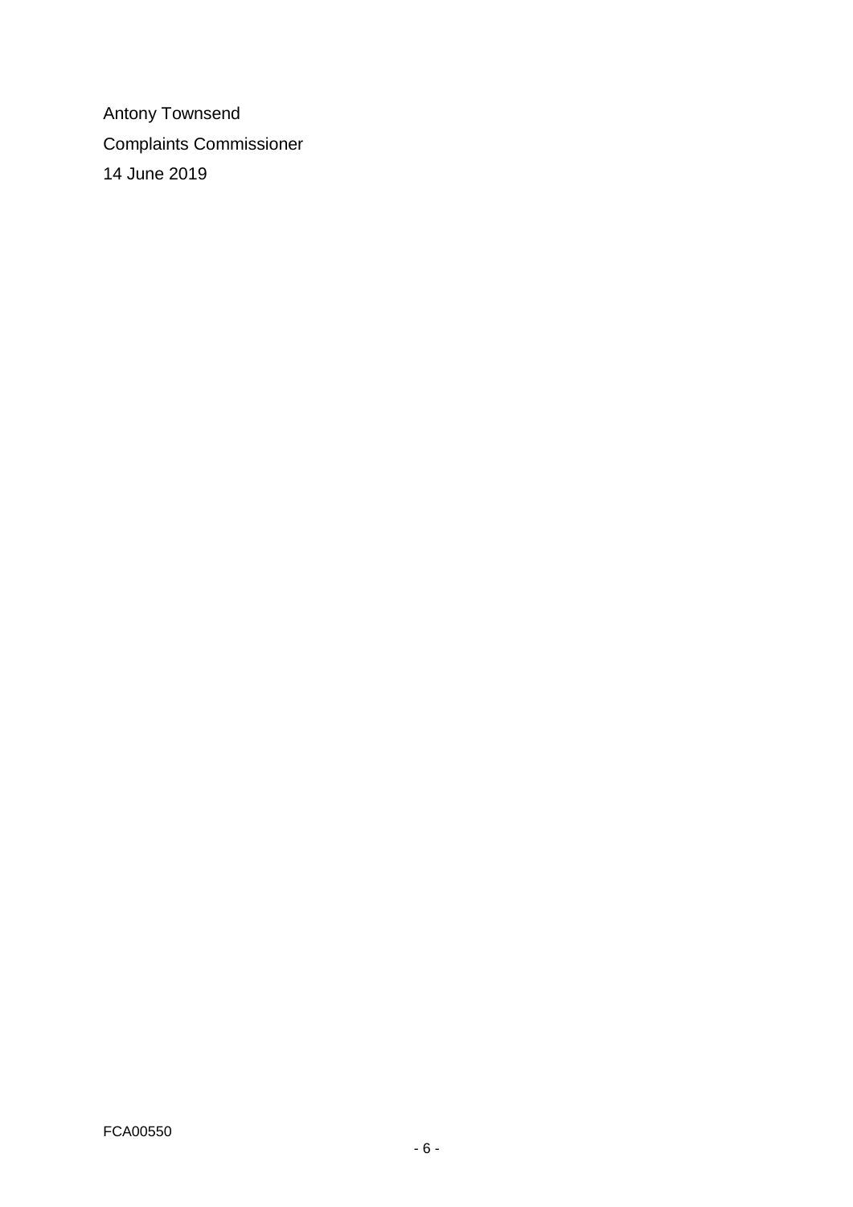Antony Townsend

Complaints Commissioner

14 June 2019

FCA00550